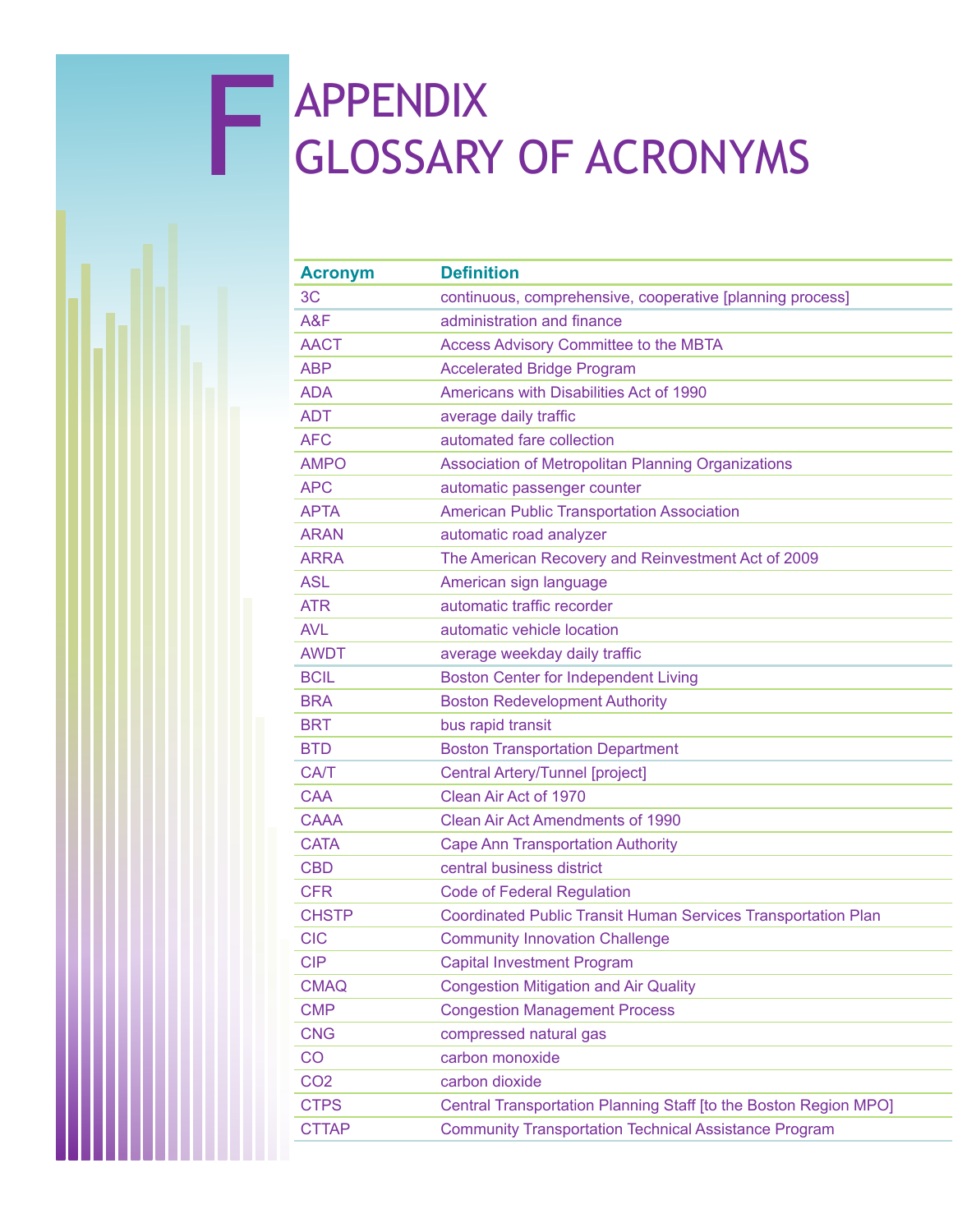# F APPENDIX GLOSSARY OF ACRONYMS

| Acronym | Definition |
|---|---|
| 3C | continuous, comprehensive, cooperative [planning process] |
| A&F | administration and finance |
| AACT | Access Advisory Committee to the MBTA |
| ABP | Accelerated Bridge Program |
| ADA | Americans with Disabilities Act of 1990 |
| ADT | average daily traffic |
| AFC | automated fare collection |
| AMPO | Association of Metropolitan Planning Organizations |
| APC | automatic passenger counter |
| APTA | American Public Transportation Association |
| ARAN | automatic road analyzer |
| ARRA | The American Recovery and Reinvestment Act of 2009 |
| ASL | American sign language |
| ATR | automatic traffic recorder |
| AVL | automatic vehicle location |
| AWDT | average weekday daily traffic |
| BCIL | Boston Center for Independent Living |
| BRA | Boston Redevelopment Authority |
| BRT | bus rapid transit |
| BTD | Boston Transportation Department |
| CA/T | Central Artery/Tunnel [project] |
| CAA | Clean Air Act of 1970 |
| CAAA | Clean Air Act Amendments of 1990 |
| CATA | Cape Ann Transportation Authority |
| CBD | central business district |
| CFR | Code of Federal Regulation |
| CHSTP | Coordinated Public Transit Human Services Transportation Plan |
| CIC | Community Innovation Challenge |
| CIP | Capital Investment Program |
| CMAQ | Congestion Mitigation and Air Quality |
| CMP | Congestion Management Process |
| CNG | compressed natural gas |
| CO | carbon monoxide |
| CO2 | carbon dioxide |
| CTPS | Central Transportation Planning Staff [to the Boston Region MPO] |
| CTTAP | Community Transportation Technical Assistance Program |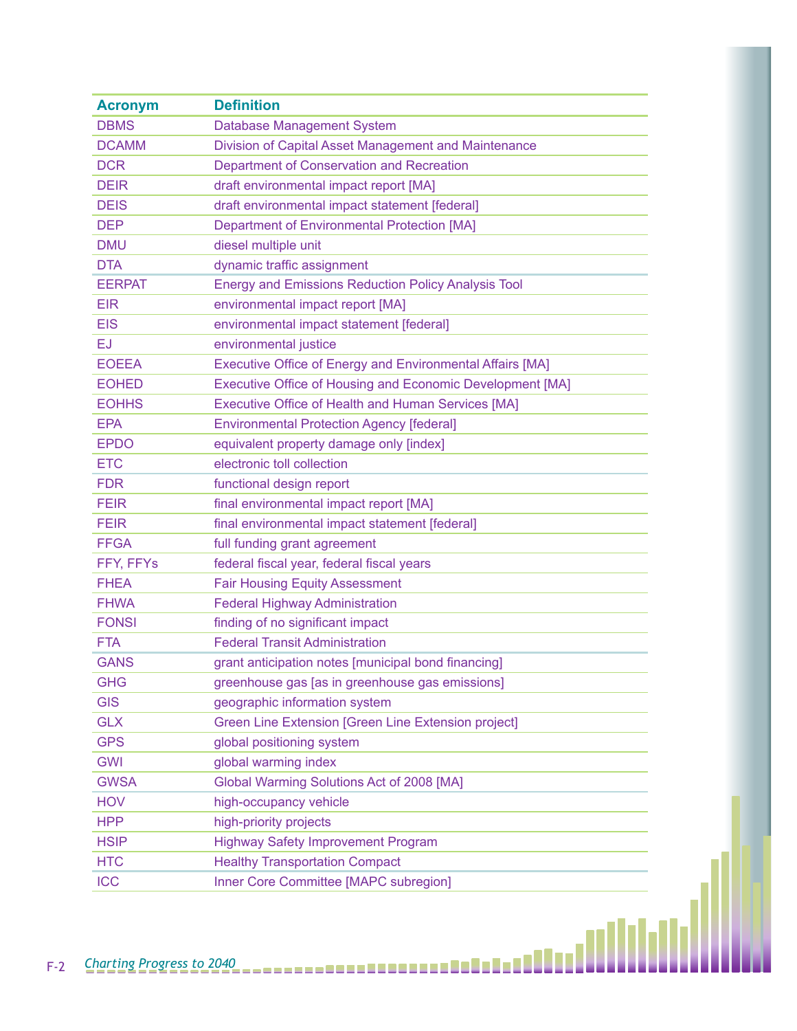| Acronym | Definition |
|---|---|
| DBMS | Database Management System |
| DCAMM | Division of Capital Asset Management and Maintenance |
| DCR | Department of Conservation and Recreation |
| DEIR | draft environmental impact report [MA] |
| DEIS | draft environmental impact statement [federal] |
| DEP | Department of Environmental Protection [MA] |
| DMU | diesel multiple unit |
| DTA | dynamic traffic assignment |
| EERPAT | Energy and Emissions Reduction Policy Analysis Tool |
| EIR | environmental impact report [MA] |
| EIS | environmental impact statement [federal] |
| EJ | environmental justice |
| EOEEA | Executive Office of Energy and Environmental Affairs [MA] |
| EOHED | Executive Office of Housing and Economic Development [MA] |
| EOHHS | Executive Office of Health and Human Services [MA] |
| EPA | Environmental Protection Agency [federal] |
| EPDO | equivalent property damage only [index] |
| ETC | electronic toll collection |
| FDR | functional design report |
| FEIR | final environmental impact report [MA] |
| FEIR | final environmental impact statement [federal] |
| FFGA | full funding grant agreement |
| FFY, FFYs | federal fiscal year, federal fiscal years |
| FHEA | Fair Housing Equity Assessment |
| FHWA | Federal Highway Administration |
| FONSI | finding of no significant impact |
| FTA | Federal Transit Administration |
| GANS | grant anticipation notes [municipal bond financing] |
| GHG | greenhouse gas [as in greenhouse gas emissions] |
| GIS | geographic information system |
| GLX | Green Line Extension [Green Line Extension project] |
| GPS | global positioning system |
| GWI | global warming index |
| GWSA | Global Warming Solutions Act of 2008 [MA] |
| HOV | high-occupancy vehicle |
| HPP | high-priority projects |
| HSIP | Highway Safety Improvement Program |
| HTC | Healthy Transportation Compact |
| ICC | Inner Core Committee [MAPC subregion] |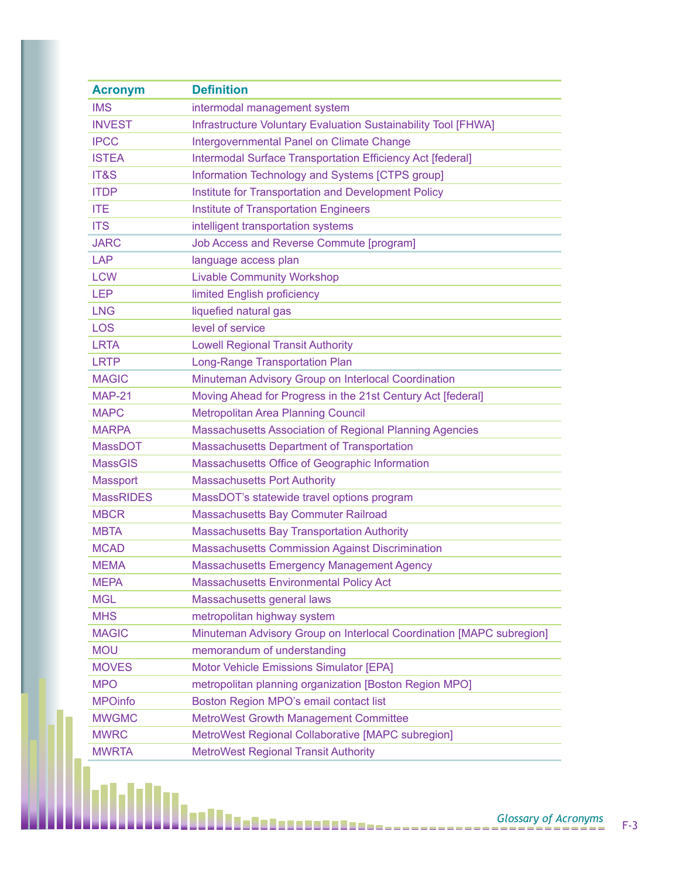| Acronym | Definition |
|---|---|
| IMS | intermodal management system |
| INVEST | Infrastructure Voluntary Evaluation Sustainability Tool [FHWA] |
| IPCC | Intergovernmental Panel on Climate Change |
| ISTEA | Intermodal Surface Transportation Efficiency Act [federal] |
| IT&S | Information Technology and Systems [CTPS group] |
| ITDP | Institute for Transportation and Development Policy |
| ITE | Institute of Transportation Engineers |
| ITS | intelligent transportation systems |
| JARC | Job Access and Reverse Commute [program] |
| LAP | language access plan |
| LCW | Livable Community Workshop |
| LEP | limited English proficiency |
| LNG | liquefied natural gas |
| LOS | level of service |
| LRTA | Lowell Regional Transit Authority |
| LRTP | Long-Range Transportation Plan |
| MAGIC | Minuteman Advisory Group on Interlocal Coordination |
| MAP-21 | Moving Ahead for Progress in the 21st Century Act [federal] |
| MAPC | Metropolitan Area Planning Council |
| MARPA | Massachusetts Association of Regional Planning Agencies |
| MassDOT | Massachusetts Department of Transportation |
| MassGIS | Massachusetts Office of Geographic Information |
| Massport | Massachusetts Port Authority |
| MassRIDES | MassDOT's statewide travel options program |
| MBCR | Massachusetts Bay Commuter Railroad |
| MBTA | Massachusetts Bay Transportation Authority |
| MCAD | Massachusetts Commission Against Discrimination |
| MEMA | Massachusetts Emergency Management Agency |
| MEPA | Massachusetts Environmental Policy Act |
| MGL | Massachusetts general laws |
| MHS | metropolitan highway system |
| MAGIC | Minuteman Advisory Group on Interlocal Coordination [MAPC subregion] |
| MOU | memorandum of understanding |
| MOVES | Motor Vehicle Emissions Simulator [EPA] |
| MPO | metropolitan planning organization [Boston Region MPO] |
| MPOinfo | Boston Region MPO's email contact list |
| MWGMC | MetroWest Growth Management Committee |
| MWRC | MetroWest Regional Collaborative [MAPC subregion] |
| MWRTA | MetroWest Regional Transit Authority |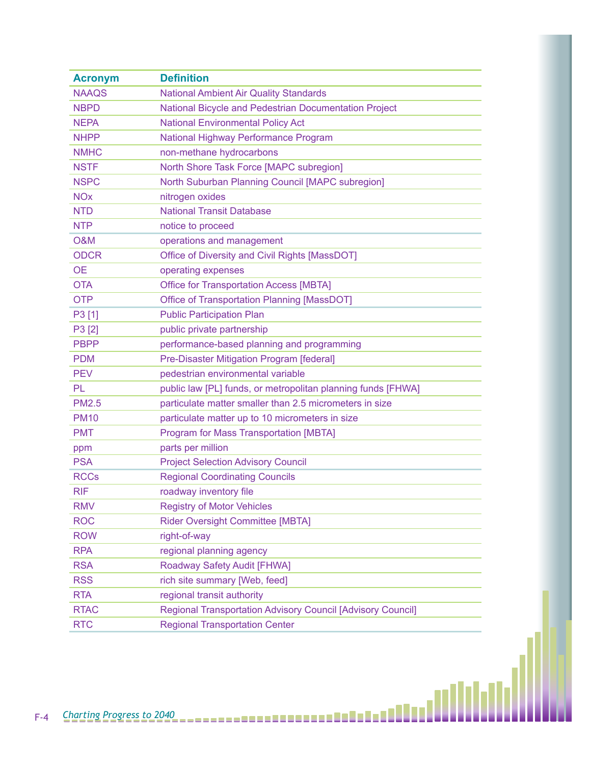| Acronym | Definition |
|---|---|
| NAAQS | National Ambient Air Quality Standards |
| NBPD | National Bicycle and Pedestrian Documentation Project |
| NEPA | National Environmental Policy Act |
| NHPP | National Highway Performance Program |
| NMHC | non-methane hydrocarbons |
| NSTF | North Shore Task Force [MAPC subregion] |
| NSPC | North Suburban Planning Council [MAPC subregion] |
| NOx | nitrogen oxides |
| NTD | National Transit Database |
| NTP | notice to proceed |
| O&M | operations and management |
| ODCR | Office of Diversity and Civil Rights [MassDOT] |
| OE | operating expenses |
| OTA | Office for Transportation Access [MBTA] |
| OTP | Office of Transportation Planning [MassDOT] |
| P3 [1] | Public Participation Plan |
| P3 [2] | public private partnership |
| PBPP | performance-based planning and programming |
| PDM | Pre-Disaster Mitigation Program [federal] |
| PEV | pedestrian environmental variable |
| PL | public law [PL] funds, or metropolitan planning funds [FHWA] |
| PM2.5 | particulate matter smaller than 2.5 micrometers in size |
| PM10 | particulate matter up to 10 micrometers in size |
| PMT | Program for Mass Transportation [MBTA] |
| ppm | parts per million |
| PSA | Project Selection Advisory Council |
| RCCs | Regional Coordinating Councils |
| RIF | roadway inventory file |
| RMV | Registry of Motor Vehicles |
| ROC | Rider Oversight Committee [MBTA] |
| ROW | right-of-way |
| RPA | regional planning agency |
| RSA | Roadway Safety Audit [FHWA] |
| RSS | rich site summary [Web, feed] |
| RTA | regional transit authority |
| RTAC | Regional Transportation Advisory Council [Advisory Council] |
| RTC | Regional Transportation Center |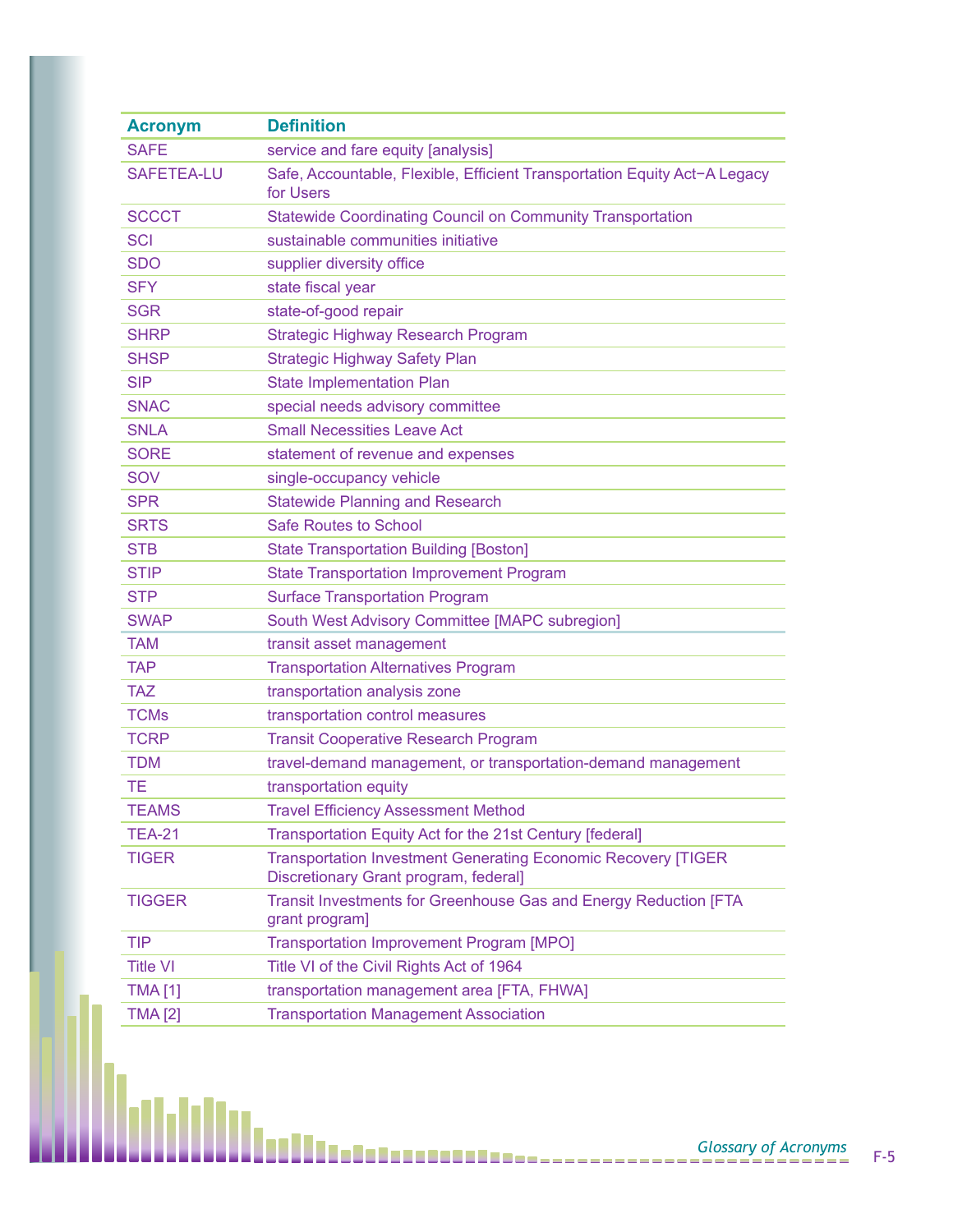| Acronym | Definition |
|---|---|
| SAFE | service and fare equity [analysis] |
| SAFETEA-LU | Safe, Accountable, Flexible, Efficient Transportation Equity Act−A Legacy for Users |
| SCCCT | Statewide Coordinating Council on Community Transportation |
| SCI | sustainable communities initiative |
| SDO | supplier diversity office |
| SFY | state fiscal year |
| SGR | state-of-good repair |
| SHRP | Strategic Highway Research Program |
| SHSP | Strategic Highway Safety Plan |
| SIP | State Implementation Plan |
| SNAC | special needs advisory committee |
| SNLA | Small Necessities Leave Act |
| SORE | statement of revenue and expenses |
| SOV | single-occupancy vehicle |
| SPR | Statewide Planning and Research |
| SRTS | Safe Routes to School |
| STB | State Transportation Building [Boston] |
| STIP | State Transportation Improvement Program |
| STP | Surface Transportation Program |
| SWAP | South West Advisory Committee [MAPC subregion] |
| TAM | transit asset management |
| TAP | Transportation Alternatives Program |
| TAZ | transportation analysis zone |
| TCMs | transportation control measures |
| TCRP | Transit Cooperative Research Program |
| TDM | travel-demand management, or transportation-demand management |
| TE | transportation equity |
| TEAMS | Travel Efficiency Assessment Method |
| TEA-21 | Transportation Equity Act for the 21st Century [federal] |
| TIGER | Transportation Investment Generating Economic Recovery [TIGER Discretionary Grant program, federal] |
| TIGGER | Transit Investments for Greenhouse Gas and Energy Reduction [FTA grant program] |
| TIP | Transportation Improvement Program [MPO] |
| Title VI | Title VI of the Civil Rights Act of 1964 |
| TMA [1] | transportation management area [FTA, FHWA] |
| TMA [2] | Transportation Management Association |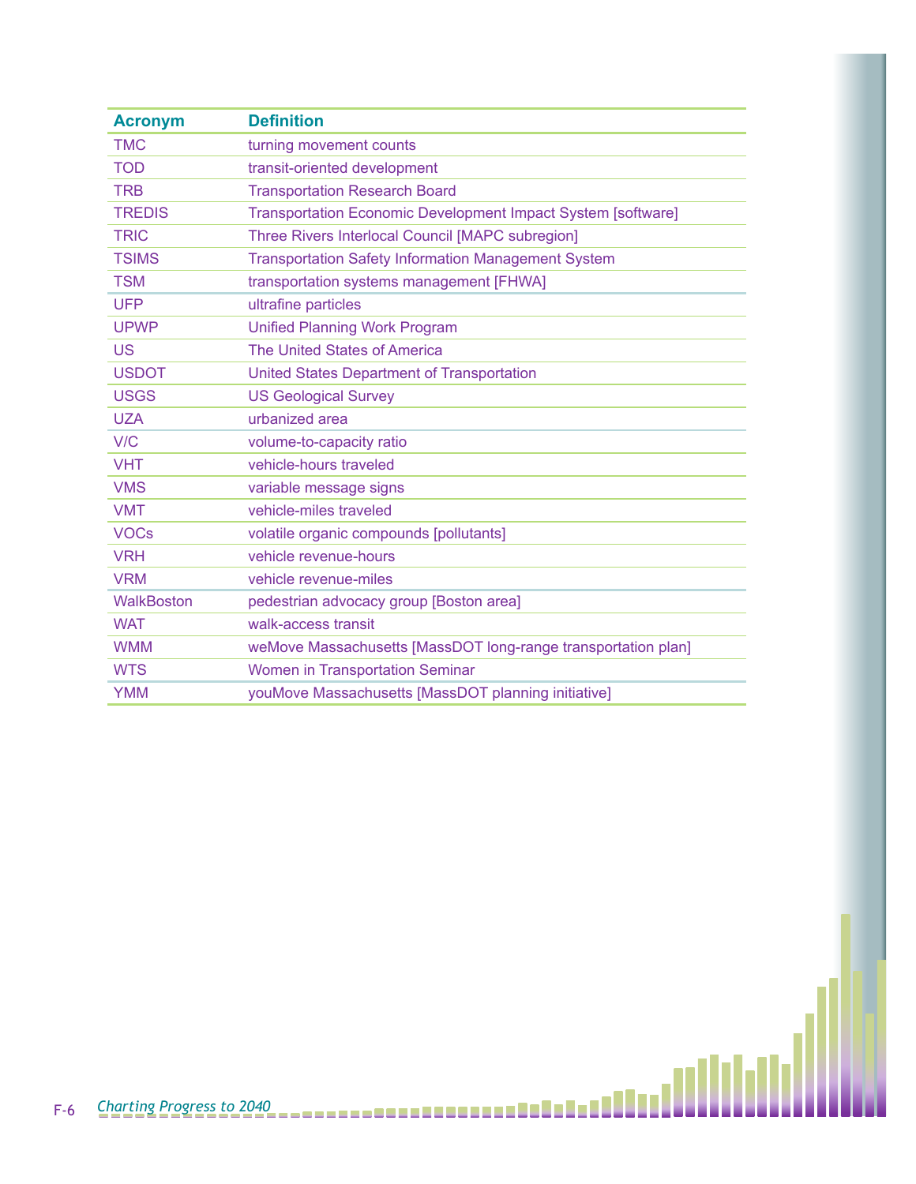| Acronym | Definition |
| --- | --- |
| TMC | turning movement counts |
| TOD | transit-oriented development |
| TRB | Transportation Research Board |
| TREDIS | Transportation Economic Development Impact System [software] |
| TRIC | Three Rivers Interlocal Council [MAPC subregion] |
| TSIMS | Transportation Safety Information Management System |
| TSM | transportation systems management [FHWA] |
| UFP | ultrafine particles |
| UPWP | Unified Planning Work Program |
| US | The United States of America |
| USDOT | United States Department of Transportation |
| USGS | US Geological Survey |
| UZA | urbanized area |
| V/C | volume-to-capacity ratio |
| VHT | vehicle-hours traveled |
| VMS | variable message signs |
| VMT | vehicle-miles traveled |
| VOCs | volatile organic compounds [pollutants] |
| VRH | vehicle revenue-hours |
| VRM | vehicle revenue-miles |
| WalkBoston | pedestrian advocacy group [Boston area] |
| WAT | walk-access transit |
| WMM | weMove Massachusetts [MassDOT long-range transportation plan] |
| WTS | Women in Transportation Seminar |
| YMM | youMove Massachusetts [MassDOT planning initiative] |